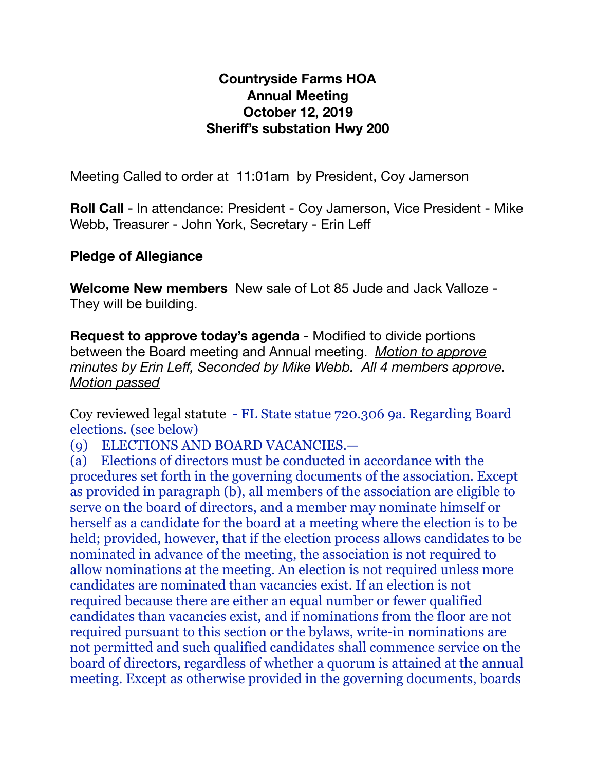**Countryside Farms HOA**
**Annual Meeting**
**October 12, 2019**
**Sheriff's substation Hwy 200**

Meeting Called to order at 11:01am by President, Coy Jamerson

**Roll Call** - In attendance: President - Coy Jamerson, Vice President - Mike Webb, Treasurer - John York, Secretary - Erin Leff

**Pledge of Allegiance**

**Welcome New members** New sale of Lot 85 Jude and Jack Valloze - They will be building.

**Request to approve today's agenda** - Modified to divide portions between the Board meeting and Annual meeting. *Motion to approve minutes by Erin Leff, Seconded by Mike Webb. All 4 members approve. Motion passed*

Coy reviewed legal statute - FL State statue 720.306 9a. Regarding Board elections. (see below)

(9) ELECTIONS AND BOARD VACANCIES.—

(a) Elections of directors must be conducted in accordance with the procedures set forth in the governing documents of the association. Except as provided in paragraph (b), all members of the association are eligible to serve on the board of directors, and a member may nominate himself or herself as a candidate for the board at a meeting where the election is to be held; provided, however, that if the election process allows candidates to be nominated in advance of the meeting, the association is not required to allow nominations at the meeting. An election is not required unless more candidates are nominated than vacancies exist. If an election is not required because there are either an equal number or fewer qualified candidates than vacancies exist, and if nominations from the floor are not required pursuant to this section or the bylaws, write-in nominations are not permitted and such qualified candidates shall commence service on the board of directors, regardless of whether a quorum is attained at the annual meeting. Except as otherwise provided in the governing documents, boards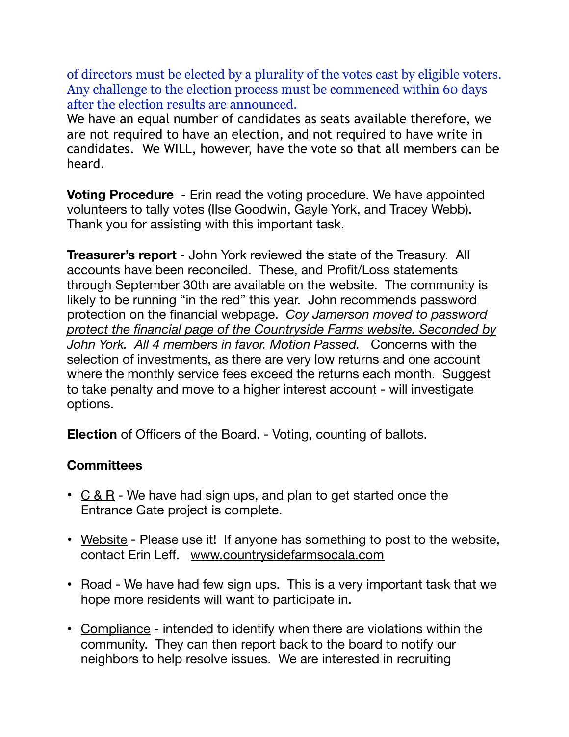of directors must be elected by a plurality of the votes cast by eligible voters. Any challenge to the election process must be commenced within 60 days after the election results are announced.

We have an equal number of candidates as seats available therefore, we are not required to have an election, and not required to have write in candidates. We WILL, however, have the vote so that all members can be heard.

**Voting Procedure** - Erin read the voting procedure. We have appointed volunteers to tally votes (Ilse Goodwin, Gayle York, and Tracey Webb). Thank you for assisting with this important task.

**Treasurer's report** - John York reviewed the state of the Treasury. All accounts have been reconciled. These, and Profit/Loss statements through September 30th are available on the website. The community is likely to be running "in the red" this year. John recommends password protection on the financial webpage. *Coy Jamerson moved to password protect the financial page of the Countryside Farms website. Seconded by John York. All 4 members in favor. Motion Passed.* Concerns with the selection of investments, as there are very low returns and one account where the monthly service fees exceed the returns each month. Suggest to take penalty and move to a higher interest account - will investigate options.

**Election** of Officers of the Board. - Voting, counting of ballots.

**Committees**

- C & R - We have had sign ups, and plan to get started once the Entrance Gate project is complete.
- Website - Please use it! If anyone has something to post to the website, contact Erin Leff. www.countrysidefarmsocala.com
- Road - We have had few sign ups. This is a very important task that we hope more residents will want to participate in.
- Compliance - intended to identify when there are violations within the community. They can then report back to the board to notify our neighbors to help resolve issues. We are interested in recruiting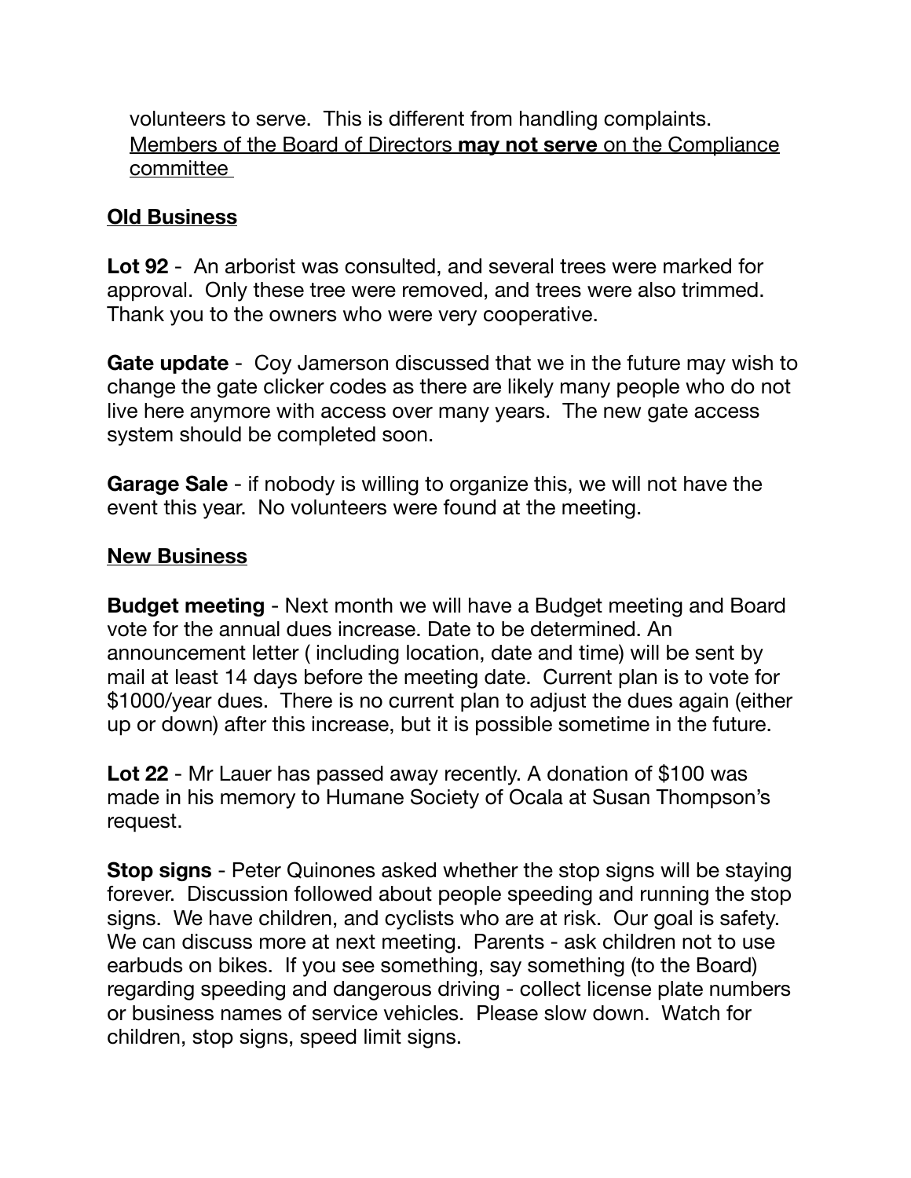volunteers to serve. This is different from handling complaints. <u>Members of the Board of Directors **may not serve** on the Compliance committee</u>

## <u>Old Business</u>

**Lot 92** - An arborist was consulted, and several trees were marked for approval. Only these tree were removed, and trees were also trimmed. Thank you to the owners who were very cooperative.

**Gate update** - Coy Jamerson discussed that we in the future may wish to change the gate clicker codes as there are likely many people who do not live here anymore with access over many years. The new gate access system should be completed soon.

**Garage Sale** - if nobody is willing to organize this, we will not have the event this year. No volunteers were found at the meeting.

## <u>New Business</u>

**Budget meeting** - Next month we will have a Budget meeting and Board vote for the annual dues increase. Date to be determined. An announcement letter ( including location, date and time) will be sent by mail at least 14 days before the meeting date. Current plan is to vote for $1000/year dues. There is no current plan to adjust the dues again (either up or down) after this increase, but it is possible sometime in the future.

**Lot 22** - Mr Lauer has passed away recently. A donation of $100 was made in his memory to Humane Society of Ocala at Susan Thompson's request.

**Stop signs** - Peter Quinones asked whether the stop signs will be staying forever. Discussion followed about people speeding and running the stop signs. We have children, and cyclists who are at risk. Our goal is safety. We can discuss more at next meeting. Parents - ask children not to use earbuds on bikes. If you see something, say something (to the Board) regarding speeding and dangerous driving - collect license plate numbers or business names of service vehicles. Please slow down. Watch for children, stop signs, speed limit signs.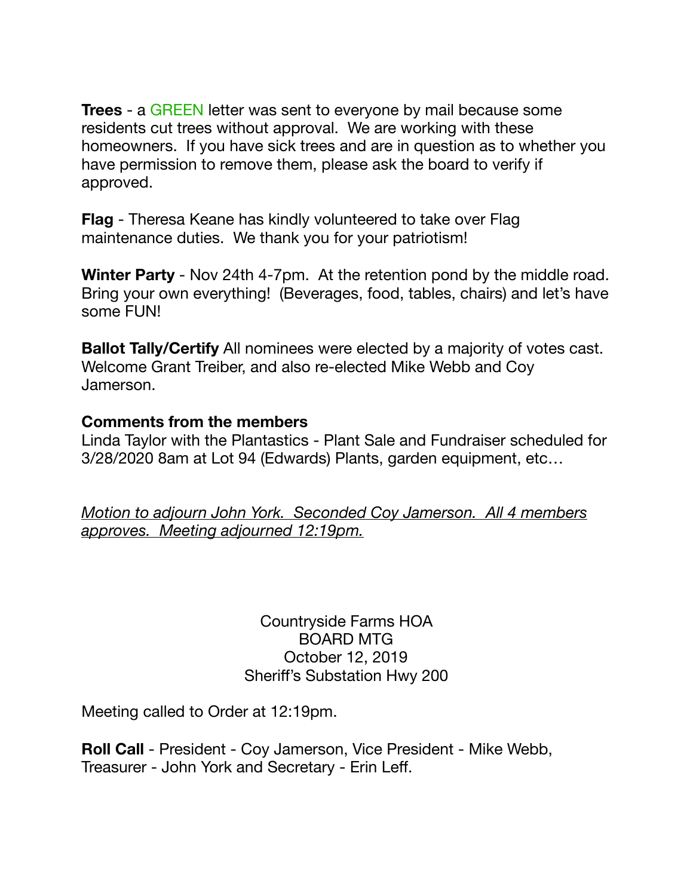**Trees** - a GREEN letter was sent to everyone by mail because some residents cut trees without approval. We are working with these homeowners. If you have sick trees and are in question as to whether you have permission to remove them, please ask the board to verify if approved.

**Flag** - Theresa Keane has kindly volunteered to take over Flag maintenance duties. We thank you for your patriotism!

**Winter Party** - Nov 24th 4-7pm. At the retention pond by the middle road. Bring your own everything! (Beverages, food, tables, chairs) and let's have some FUN!

**Ballot Tally/Certify** All nominees were elected by a majority of votes cast. Welcome Grant Treiber, and also re-elected Mike Webb and Coy Jamerson.

**Comments from the members**

Linda Taylor with the Plantastics - Plant Sale and Fundraiser scheduled for 3/28/2020 8am at Lot 94 (Edwards) Plants, garden equipment, etc…

*Motion to adjourn John York. Seconded Coy Jamerson. All 4 members approves. Meeting adjourned 12:19pm.*

Countryside Farms HOA
BOARD MTG
October 12, 2019
Sheriff's Substation Hwy 200

Meeting called to Order at 12:19pm.

**Roll Call** - President - Coy Jamerson, Vice President - Mike Webb, Treasurer - John York and Secretary - Erin Leff.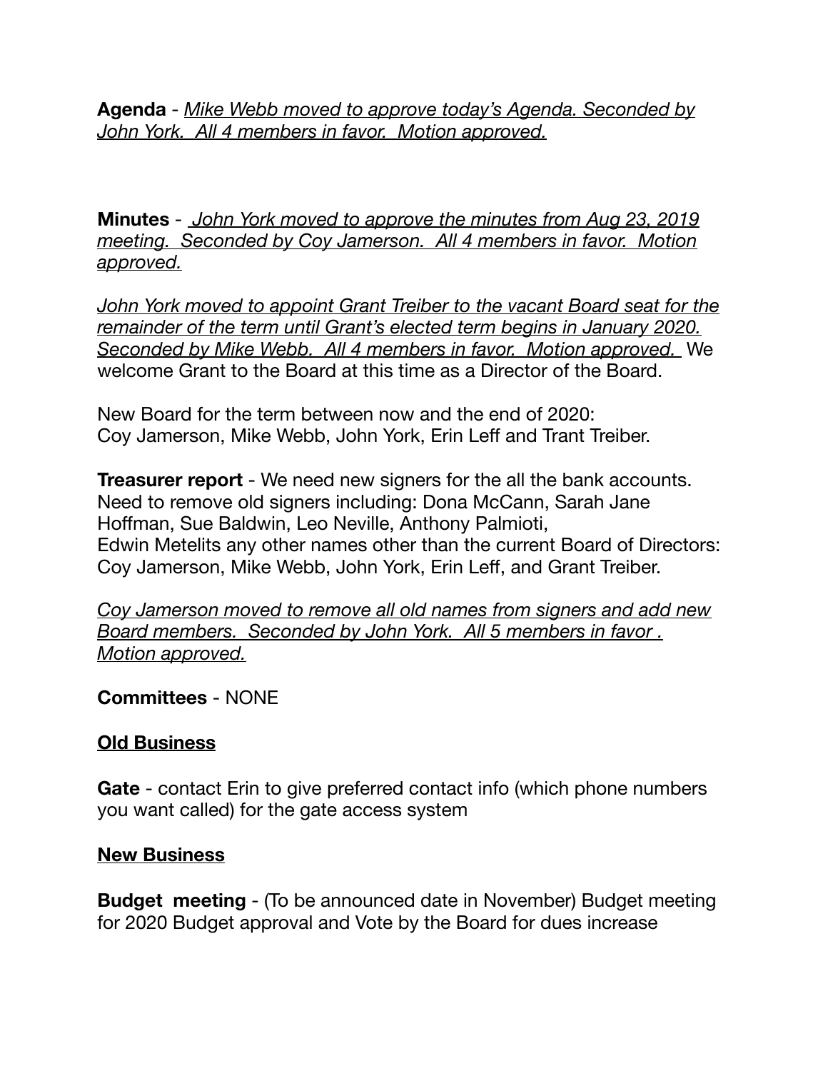**Agenda** - _Mike Webb moved to approve today's Agenda. Seconded by John York. All 4 members in favor. Motion approved._

**Minutes** - _John York moved to approve the minutes from Aug 23, 2019 meeting. Seconded by Coy Jamerson. All 4 members in favor. Motion approved._

_John York moved to appoint Grant Treiber to the vacant Board seat for the remainder of the term until Grant's elected term begins in January 2020. Seconded by Mike Webb. All 4 members in favor. Motion approved._ We welcome Grant to the Board at this time as a Director of the Board.

New Board for the term between now and the end of 2020:
Coy Jamerson, Mike Webb, John York, Erin Leff and Trant Treiber.

**Treasurer report** - We need new signers for the all the bank accounts. Need to remove old signers including: Dona McCann, Sarah Jane Hoffman, Sue Baldwin, Leo Neville, Anthony Palmioti, Edwin Metelits any other names other than the current Board of Directors: Coy Jamerson, Mike Webb, John York, Erin Leff, and Grant Treiber.

_Coy Jamerson moved to remove all old names from signers and add new Board members. Seconded by John York. All 5 members in favor . Motion approved._

**Committees** - NONE

**Old Business**

**Gate** - contact Erin to give preferred contact info (which phone numbers you want called) for the gate access system

**New Business**

**Budget meeting** - (To be announced date in November) Budget meeting for 2020 Budget approval and Vote by the Board for dues increase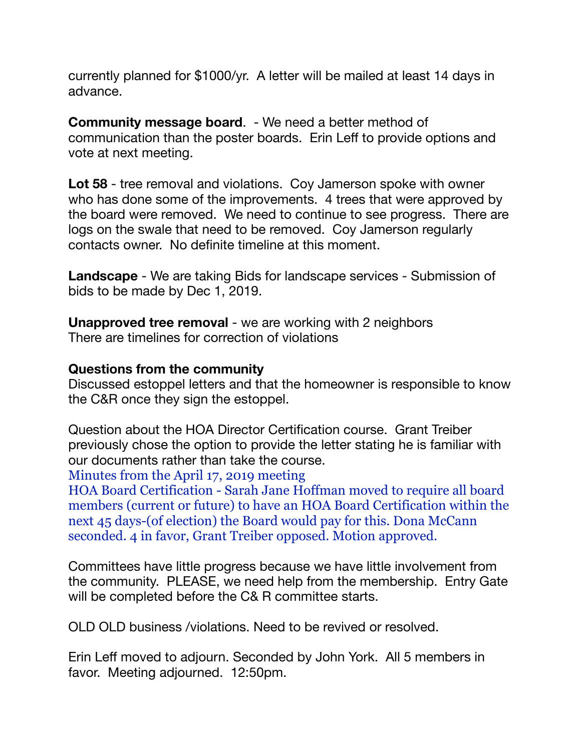currently planned for $1000/yr. A letter will be mailed at least 14 days in advance.

**Community message board**. - We need a better method of communication than the poster boards. Erin Leff to provide options and vote at next meeting.

**Lot 58** - tree removal and violations. Coy Jamerson spoke with owner who has done some of the improvements. 4 trees that were approved by the board were removed. We need to continue to see progress. There are logs on the swale that need to be removed. Coy Jamerson regularly contacts owner. No definite timeline at this moment.

**Landscape** - We are taking Bids for landscape services - Submission of bids to be made by Dec 1, 2019.

**Unapproved tree removal** - we are working with 2 neighbors
There are timelines for correction of violations

**Questions from the community**
Discussed estoppel letters and that the homeowner is responsible to know the C&R once they sign the estoppel.

Question about the HOA Director Certification course. Grant Treiber previously chose the option to provide the letter stating he is familiar with our documents rather than take the course.
Minutes from the April 17, 2019 meeting
HOA Board Certification - Sarah Jane Hoffman moved to require all board members (current or future) to have an HOA Board Certification within the next 45 days-(of election) the Board would pay for this. Dona McCann seconded. 4 in favor, Grant Treiber opposed. Motion approved.

Committees have little progress because we have little involvement from the community. PLEASE, we need help from the membership. Entry Gate will be completed before the C& R committee starts.

OLD OLD business /violations. Need to be revived or resolved.

Erin Leff moved to adjourn. Seconded by John York. All 5 members in favor. Meeting adjourned. 12:50pm.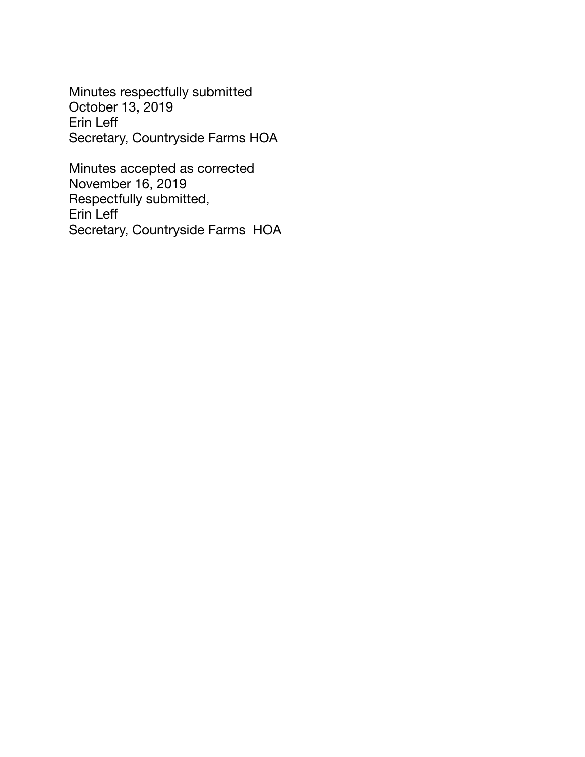Minutes respectfully submitted
October 13, 2019
Erin Leff
Secretary, Countryside Farms HOA

Minutes accepted as corrected
November 16, 2019
Respectfully submitted,
Erin Leff
Secretary, Countryside Farms HOA